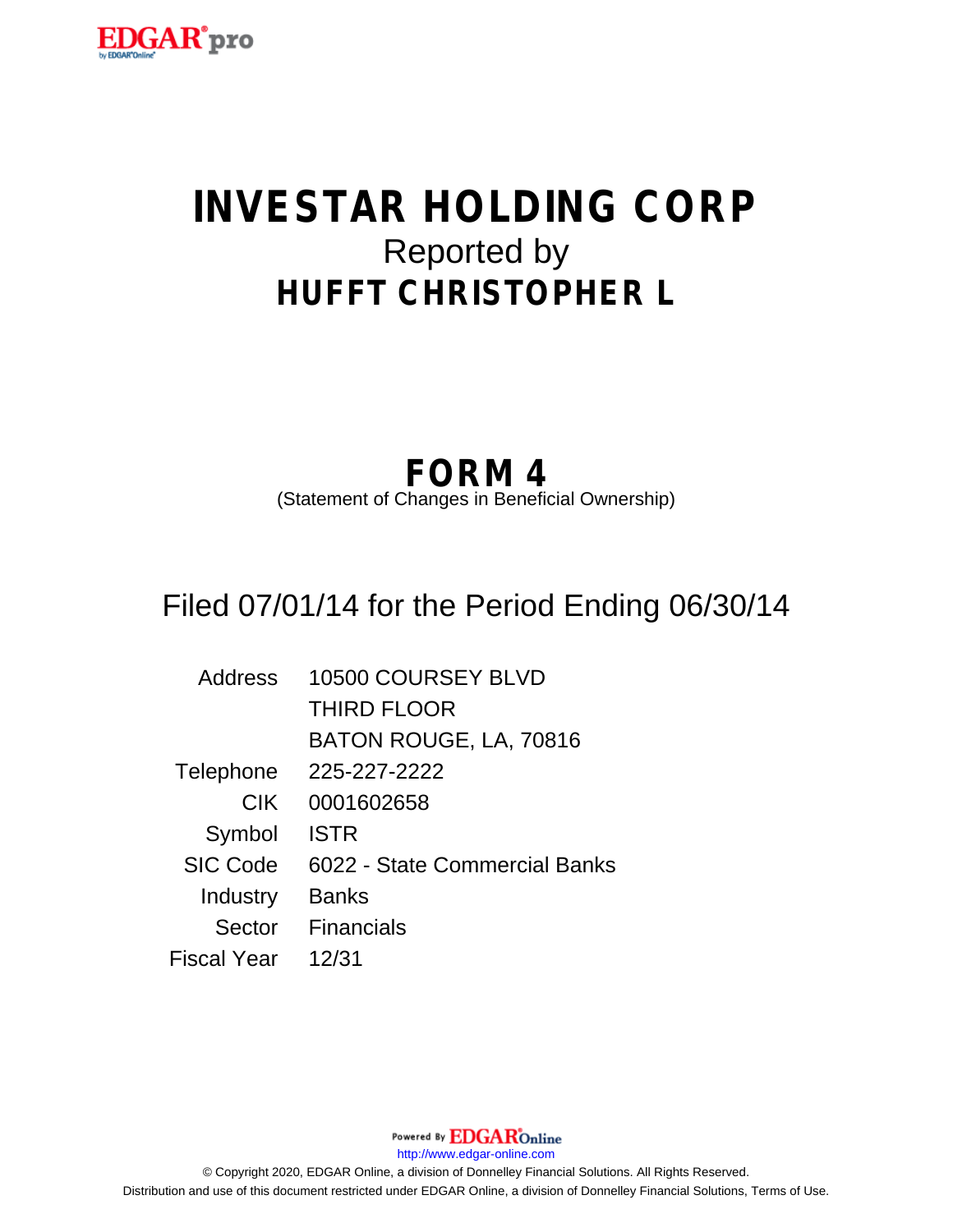# INVESTAR HOLDING CORP

Reported by

## HUFFT CHRISTOPHER L

## FORM 4

(Statement of Changes in Beneficial Ownership)

Filed 07/01/14 for the Period Ending 06/30/14

| | |
|---|---|
| Address | 10500 COURSEY BLVD<br>THIRD FLOOR<br>BATON ROUGE, LA, 70816 |
| Telephone | 225-227-2222 |
| CIK | 0001602658 |
| Symbol | ISTR |
| SIC Code | 6022 - State Commercial Banks |
| Industry | Banks |
| Sector | Financials |
| Fiscal Year | 12/31 |

Powered By EDGAR Online

http://www.edgar-online.com

© Copyright 2020, EDGAR Online, a division of Donnelley Financial Solutions. All Rights Reserved.

Distribution and use of this document restricted under EDGAR Online, a division of Donnelley Financial Solutions, Terms of Use.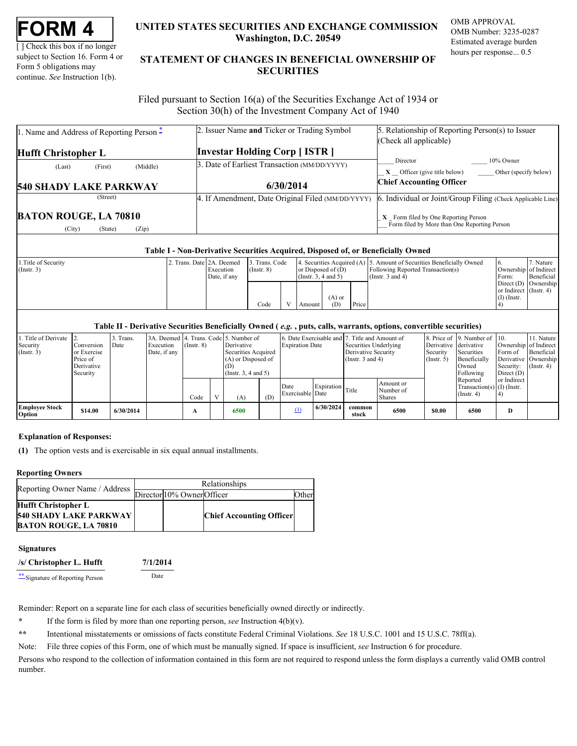# FORM 4

[ ] Check this box if no longer subject to Section 16. Form 4 or Form 5 obligations may continue. *See* Instruction 1(b).

## UNITED STATES SECURITIES AND EXCHANGE COMMISSION
Washington, D.C. 20549

## STATEMENT OF CHANGES IN BENEFICIAL OWNERSHIP OF SECURITIES

OMB APPROVAL
OMB Number: 3235-0287
Estimated average burden hours per response... 0.5

Filed pursuant to Section 16(a) of the Securities Exchange Act of 1934 or Section 30(h) of the Investment Company Act of 1940

| | | |
|---|---|---|
| 1. Name and Address of Reporting Person *<br>**Hufft Christopher L**<br>(Last) (First) (Middle)<br>**540 SHADY LAKE PARKWAY**<br>(Street)<br>**BATON ROUGE, LA 70810**<br>(City) (State) (Zip) | 2. Issuer Name **and** Ticker or Trading Symbol<br>**Investar Holding Corp [ ISTR ]**<br>3. Date of Earliest Transaction (MM/DD/YYYY)<br>**6/30/2014**<br>4. If Amendment, Date Original Filed (MM/DD/YYYY) | 5. Relationship of Reporting Person(s) to Issuer (Check all applicable)<br>_____ Director _____ 10% Owner<br>\_X\_ Officer (give title below) _____ Other (specify below)<br>**Chief Accounting Officer**<br>6. Individual or Joint/Group Filing (Check Applicable Line)<br>\_X\_ Form filed by One Reporting Person<br>___ Form filed by More than One Reporting Person |

### Table I - Non-Derivative Securities Acquired, Disposed of, or Beneficially Owned

| 1.Title of Security (Instr. 3) | 2. Trans. Date | 2A. Deemed Execution Date, if any | 3. Trans. Code (Instr. 8) | | 4. Securities Acquired (A) or Disposed of (D) (Instr. 3, 4 and 5) | | | 5. Amount of Securities Beneficially Owned Following Reported Transaction(s) (Instr. 3 and 4) | 6. Ownership Form: Direct (D) or Indirect (I) (Instr. 4) | 7. Nature of Indirect Beneficial Ownership (Instr. 4) |
|---|---|---|---|---|---|---|---|---|---|---|
| | | | Code | V | Amount | (A) or (D) | Price | | | |

### Table II - Derivative Securities Beneficially Owned ( *e.g.* , puts, calls, warrants, options, convertible securities)

| 1. Title of Derivate Security (Instr. 3) | 2. Conversion or Exercise Price of Derivative Security | 3. Trans. Date | 3A. Deemed Execution Date, if any | 4. Trans. Code (Instr. 8) | | 5. Number of Derivative Securities Acquired (A) or Disposed of (D) (Instr. 3, 4 and 5) | | 6. Date Exercisable and Expiration Date | | 7. Title and Amount of Securities Underlying Derivative Security (Instr. 3 and 4) | | 8. Price of Derivative Security (Instr. 5) | 9. Number of derivative Securities Beneficially Owned Following Reported Transaction(s) (Instr. 4) | 10. Ownership Form of Derivative Security: Direct (D) or Indirect (I) (Instr. 4) | 11. Nature of Indirect Beneficial Ownership (Instr. 4) |
|---|---|---|---|---|---|---|---|---|---|---|---|---|---|---|---|
| | | | | Code | V | (A) | (D) | Date Exercisable | Expiration Date | Title | Amount or Number of Shares | | | | |
| **Employee Stock Option** | **$14.00** | **6/30/2014** | | **A** | | **6500** | | (1) | **6/30/2024** | **common stock** | **6500** | **$0.00** | **6500** | **D** | |

**Explanation of Responses:**

**(1)** The option vests and is exercisable in six equal annual installments.

**Reporting Owners**

| Reporting Owner Name / Address | Relationships | | | |
|---|---|---|---|---|
| | Director | 10% Owner | Officer | Other |
| **Hufft Christopher L**<br>**540 SHADY LAKE PARKWAY**<br>**BATON ROUGE, LA 70810** | | | **Chief Accounting Officer** | |

**Signatures**

| | |
|---|---|
| **/s/ Christopher L. Hufft** | **7/1/2014** |
| ** Signature of Reporting Person | Date |

Reminder: Report on a separate line for each class of securities beneficially owned directly or indirectly.

\* If the form is filed by more than one reporting person, *see* Instruction 4(b)(v).

\*\* Intentional misstatements or omissions of facts constitute Federal Criminal Violations. *See* 18 U.S.C. 1001 and 15 U.S.C. 78ff(a).

Note: File three copies of this Form, one of which must be manually signed. If space is insufficient, *see* Instruction 6 for procedure.

Persons who respond to the collection of information contained in this form are not required to respond unless the form displays a currently valid OMB control number.